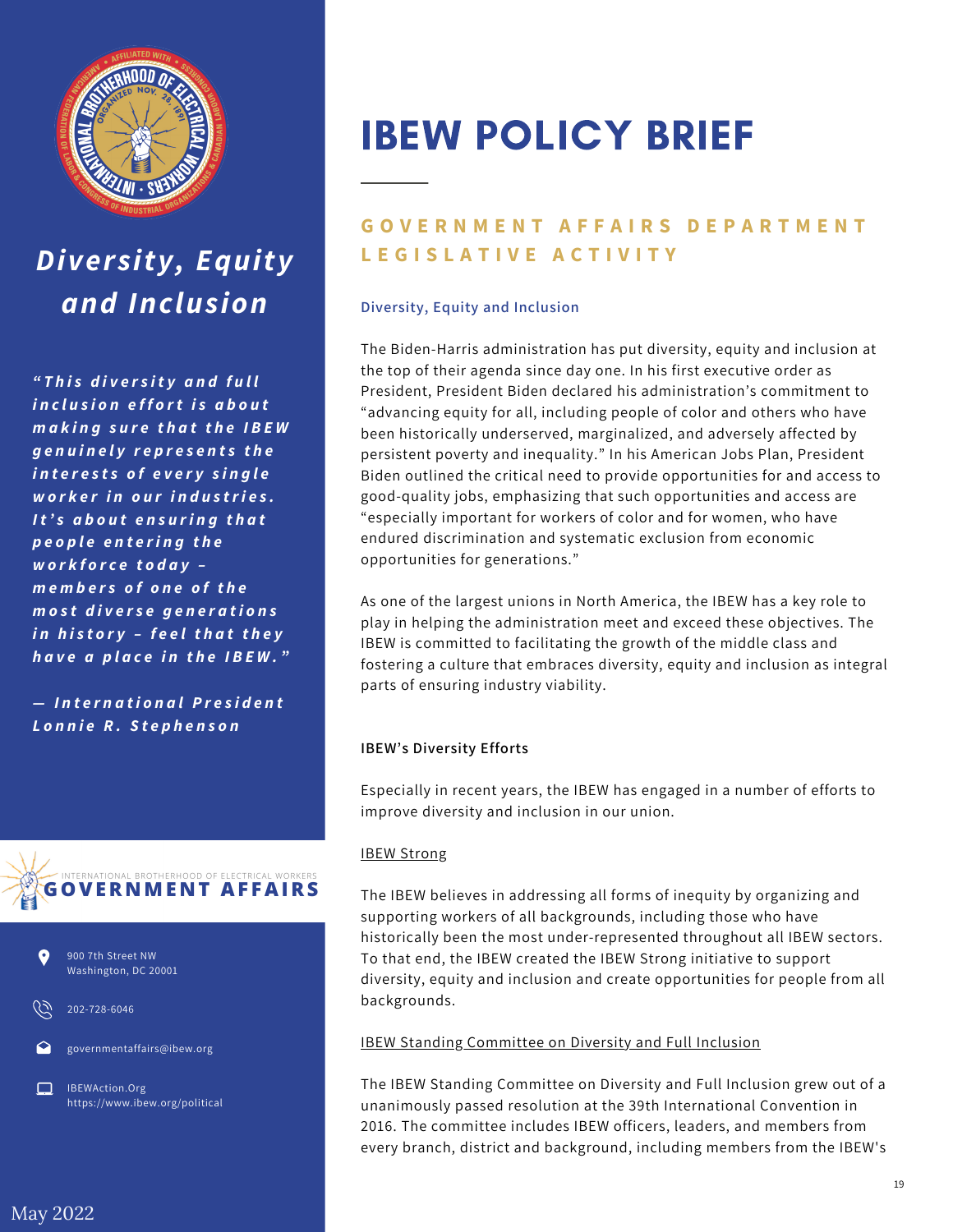## Diversity, Equity and Inclusion

*"This diversity and full inclusion effort is about making sure that the IBEW genuinely represents the interests of every single worker in our industries. It's about ensuring that people entering the workforce today – members of one of the most diverse generations in history – feel that they have a place in the IBEW."*

*— International President Lonnie R. Stephenson*

INTERNATIONAL BROTHERHOOD OF ELECTRICAL WORKERS
**GOVERNMENT AFFAIRS**

900 7th Street NW
Washington, DC 20001

202-728-6046

governmentaffairs@ibew.org

IBEWAction.Org
https://www.ibew.org/political

May 2022

# IBEW POLICY BRIEF

## GOVERNMENT AFFAIRS DEPARTMENT LEGISLATIVE ACTIVITY

### Diversity, Equity and Inclusion

The Biden-Harris administration has put diversity, equity and inclusion at the top of their agenda since day one. In his first executive order as President, President Biden declared his administration's commitment to "advancing equity for all, including people of color and others who have been historically underserved, marginalized, and adversely affected by persistent poverty and inequality." In his American Jobs Plan, President Biden outlined the critical need to provide opportunities for and access to good-quality jobs, emphasizing that such opportunities and access are "especially important for workers of color and for women, who have endured discrimination and systematic exclusion from economic opportunities for generations."

As one of the largest unions in North America, the IBEW has a key role to play in helping the administration meet and exceed these objectives. The IBEW is committed to facilitating the growth of the middle class and fostering a culture that embraces diversity, equity and inclusion as integral parts of ensuring industry viability.

### IBEW's Diversity Efforts

Especially in recent years, the IBEW has engaged in a number of efforts to improve diversity and inclusion in our union.

#### IBEW Strong

The IBEW believes in addressing all forms of inequity by organizing and supporting workers of all backgrounds, including those who have historically been the most under-represented throughout all IBEW sectors. To that end, the IBEW created the IBEW Strong initiative to support diversity, equity and inclusion and create opportunities for people from all backgrounds.

#### IBEW Standing Committee on Diversity and Full Inclusion

The IBEW Standing Committee on Diversity and Full Inclusion grew out of a unanimously passed resolution at the 39th International Convention in 2016. The committee includes IBEW officers, leaders, and members from every branch, district and background, including members from the IBEW's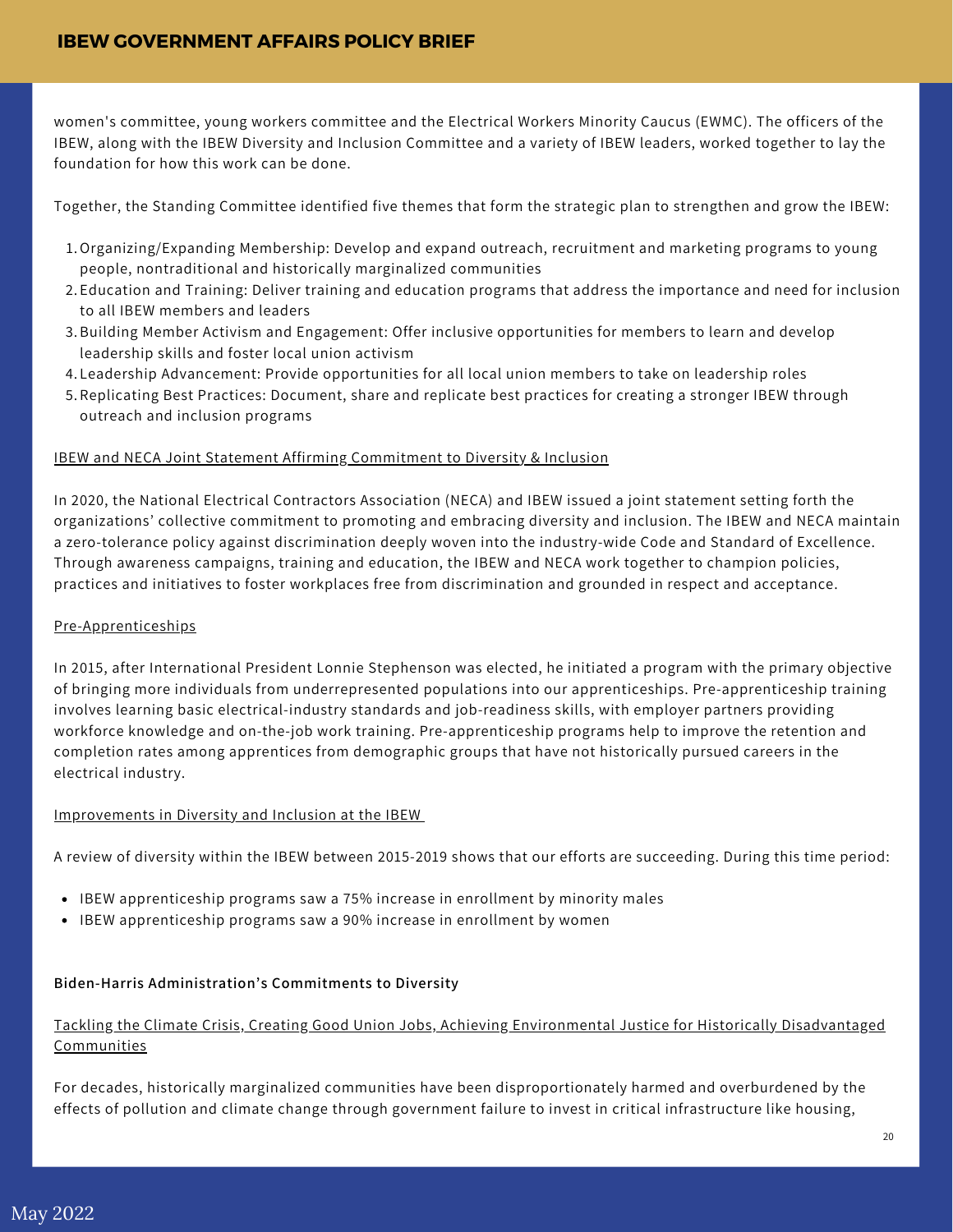women's committee, young workers committee and the Electrical Workers Minority Caucus (EWMC). The officers of the IBEW, along with the IBEW Diversity and Inclusion Committee and a variety of IBEW leaders, worked together to lay the foundation for how this work can be done.

Together, the Standing Committee identified five themes that form the strategic plan to strengthen and grow the IBEW:

1. Organizing/Expanding Membership: Develop and expand outreach, recruitment and marketing programs to young people, nontraditional and historically marginalized communities
2. Education and Training: Deliver training and education programs that address the importance and need for inclusion to all IBEW members and leaders
3. Building Member Activism and Engagement: Offer inclusive opportunities for members to learn and develop leadership skills and foster local union activism
4. Leadership Advancement: Provide opportunities for all local union members to take on leadership roles
5. Replicating Best Practices: Document, share and replicate best practices for creating a stronger IBEW through outreach and inclusion programs

<u>IBEW and NECA Joint Statement Affirming Commitment to Diversity & Inclusion</u>

In 2020, the National Electrical Contractors Association (NECA) and IBEW issued a joint statement setting forth the organizations' collective commitment to promoting and embracing diversity and inclusion. The IBEW and NECA maintain a zero-tolerance policy against discrimination deeply woven into the industry-wide Code and Standard of Excellence. Through awareness campaigns, training and education, the IBEW and NECA work together to champion policies, practices and initiatives to foster workplaces free from discrimination and grounded in respect and acceptance.

<u>Pre-Apprenticeships</u>

In 2015, after International President Lonnie Stephenson was elected, he initiated a program with the primary objective of bringing more individuals from underrepresented populations into our apprenticeships. Pre-apprenticeship training involves learning basic electrical-industry standards and job-readiness skills, with employer partners providing workforce knowledge and on-the-job work training. Pre-apprenticeship programs help to improve the retention and completion rates among apprentices from demographic groups that have not historically pursued careers in the electrical industry.

<u>Improvements in Diversity and Inclusion at the IBEW</u>

A review of diversity within the IBEW between 2015-2019 shows that our efforts are succeeding. During this time period:

- IBEW apprenticeship programs saw a 75% increase in enrollment by minority males
- IBEW apprenticeship programs saw a 90% increase in enrollment by women

**Biden-Harris Administration's Commitments to Diversity**

<u>Tackling the Climate Crisis, Creating Good Union Jobs, Achieving Environmental Justice for Historically Disadvantaged Communities</u>

For decades, historically marginalized communities have been disproportionately harmed and overburdened by the effects of pollution and climate change through government failure to invest in critical infrastructure like housing,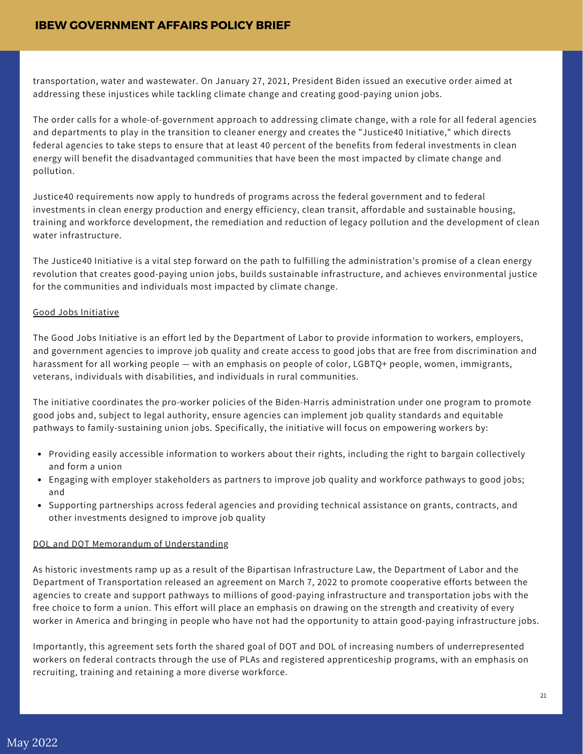transportation, water and wastewater. On January 27, 2021, President Biden issued an executive order aimed at addressing these injustices while tackling climate change and creating good-paying union jobs.

The order calls for a whole-of-government approach to addressing climate change, with a role for all federal agencies and departments to play in the transition to cleaner energy and creates the "Justice40 Initiative," which directs federal agencies to take steps to ensure that at least 40 percent of the benefits from federal investments in clean energy will benefit the disadvantaged communities that have been the most impacted by climate change and pollution.

Justice40 requirements now apply to hundreds of programs across the federal government and to federal investments in clean energy production and energy efficiency, clean transit, affordable and sustainable housing, training and workforce development, the remediation and reduction of legacy pollution and the development of clean water infrastructure.

The Justice40 Initiative is a vital step forward on the path to fulfilling the administration's promise of a clean energy revolution that creates good-paying union jobs, builds sustainable infrastructure, and achieves environmental justice for the communities and individuals most impacted by climate change.

### Good Jobs Initiative

The Good Jobs Initiative is an effort led by the Department of Labor to provide information to workers, employers, and government agencies to improve job quality and create access to good jobs that are free from discrimination and harassment for all working people — with an emphasis on people of color, LGBTQ+ people, women, immigrants, veterans, individuals with disabilities, and individuals in rural communities.

The initiative coordinates the pro-worker policies of the Biden-Harris administration under one program to promote good jobs and, subject to legal authority, ensure agencies can implement job quality standards and equitable pathways to family-sustaining union jobs. Specifically, the initiative will focus on empowering workers by:

- Providing easily accessible information to workers about their rights, including the right to bargain collectively and form a union
- Engaging with employer stakeholders as partners to improve job quality and workforce pathways to good jobs; and
- Supporting partnerships across federal agencies and providing technical assistance on grants, contracts, and other investments designed to improve job quality

### DOL and DOT Memorandum of Understanding

As historic investments ramp up as a result of the Bipartisan Infrastructure Law, the Department of Labor and the Department of Transportation released an agreement on March 7, 2022 to promote cooperative efforts between the agencies to create and support pathways to millions of good-paying infrastructure and transportation jobs with the free choice to form a union. This effort will place an emphasis on drawing on the strength and creativity of every worker in America and bringing in people who have not had the opportunity to attain good-paying infrastructure jobs.

Importantly, this agreement sets forth the shared goal of DOT and DOL of increasing numbers of underrepresented workers on federal contracts through the use of PLAs and registered apprenticeship programs, with an emphasis on recruiting, training and retaining a more diverse workforce.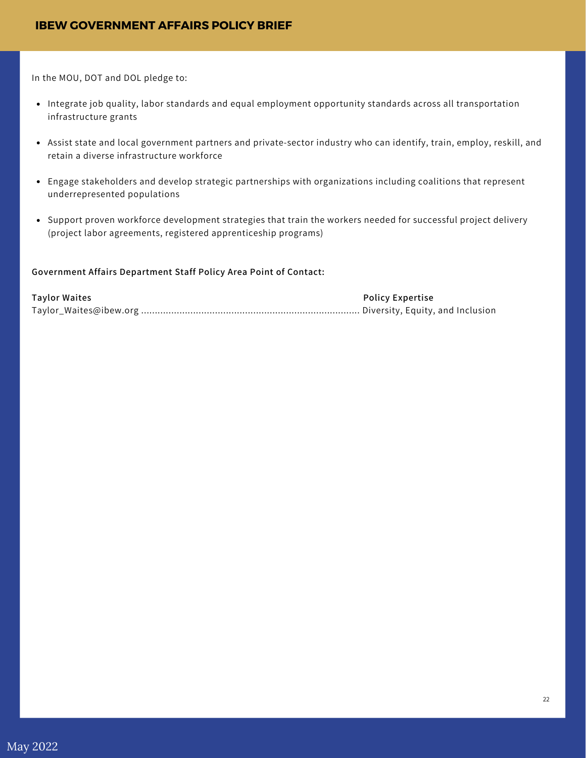In the MOU, DOT and DOL pledge to:

- Integrate job quality, labor standards and equal employment opportunity standards across all transportation infrastructure grants
- Assist state and local government partners and private-sector industry who can identify, train, employ, reskill, and retain a diverse infrastructure workforce
- Engage stakeholders and develop strategic partnerships with organizations including coalitions that represent underrepresented populations
- Support proven workforce development strategies that train the workers needed for successful project delivery (project labor agreements, registered apprenticeship programs)

**Government Affairs Department Staff Policy Area Point of Contact:**

**Taylor Waites** **Policy Expertise**
Taylor_Waites@ibew.org ................................................................................ Diversity, Equity, and Inclusion